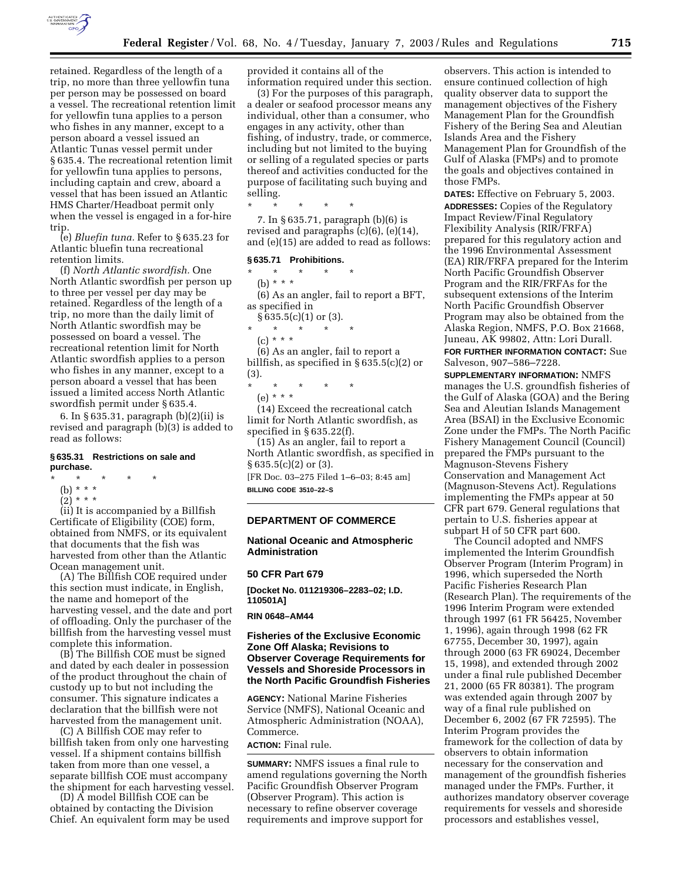retained. Regardless of the length of a trip, no more than three yellowfin tuna per person may be possessed on board a vessel. The recreational retention limit for yellowfin tuna applies to a person who fishes in any manner, except to a person aboard a vessel issued an Atlantic Tunas vessel permit under § 635.4. The recreational retention limit for yellowfin tuna applies to persons, including captain and crew, aboard a vessel that has been issued an Atlantic HMS Charter/Headboat permit only when the vessel is engaged in a for-hire trip.

(e) *Bluefin tuna.* Refer to § 635.23 for Atlantic bluefin tuna recreational retention limits.

(f) *North Atlantic swordfish.* One North Atlantic swordfish per person up to three per vessel per day may be retained. Regardless of the length of a trip, no more than the daily limit of North Atlantic swordfish may be possessed on board a vessel. The recreational retention limit for North Atlantic swordfish applies to a person who fishes in any manner, except to a person aboard a vessel that has been issued a limited access North Atlantic swordfish permit under § 635.4.

6. In § 635.31, paragraph (b)(2)(ii) is revised and paragraph (b)(3) is added to read as follows:

**§ 635.31 Restrictions on sale and purchase.**

\* \* \* \* \*

(b) \* \* \*

(2) \* \* \*

(ii) It is accompanied by a Billfish Certificate of Eligibility (COE) form, obtained from NMFS, or its equivalent that documents that the fish was harvested from other than the Atlantic Ocean management unit.

(A) The Billfish COE required under this section must indicate, in English, the name and homeport of the harvesting vessel, and the date and port of offloading. Only the purchaser of the billfish from the harvesting vessel must complete this information.

(B) The Billfish COE must be signed and dated by each dealer in possession of the product throughout the chain of custody up to but not including the consumer. This signature indicates a declaration that the billfish were not harvested from the management unit.

(C) A Billfish COE may refer to billfish taken from only one harvesting vessel. If a shipment contains billfish taken from more than one vessel, a separate billfish COE must accompany the shipment for each harvesting vessel.

(D) A model Billfish COE can be obtained by contacting the Division Chief. An equivalent form may be used provided it contains all of the information required under this section.

(3) For the purposes of this paragraph, a dealer or seafood processor means any individual, other than a consumer, who engages in any activity, other than fishing, of industry, trade, or commerce, including but not limited to the buying or selling of a regulated species or parts thereof and activities conducted for the purpose of facilitating such buying and selling.

\* \* \* \* \*

7. In § 635.71, paragraph (b)(6) is revised and paragraphs (c)(6), (e)(14), and (e)(15) are added to read as follows:

**§ 635.71 Prohibitions.**

\* \* \* \* \*

(b) \* \* \*

(6) As an angler, fail to report a BFT, as specified in § 635.5(c)(1) or (3).

\* \* \* \* \*

(c) \* \* \*

(6) As an angler, fail to report a billfish, as specified in § 635.5(c)(2) or (3).

\* \* \* \* \*

(e) \* \* \*

(14) Exceed the recreational catch limit for North Atlantic swordfish, as specified in § 635.22(f).

(15) As an angler, fail to report a North Atlantic swordfish, as specified in § 635.5(c)(2) or (3).

[FR Doc. 03–275 Filed 1–6–03; 8:45 am]

**BILLING CODE 3510–22–S**

---

## DEPARTMENT OF COMMERCE

### National Oceanic and Atmospheric Administration

### 50 CFR Part 679

**[Docket No. 011219306–2283–02; I.D. 110501A]**

**RIN 0648–AM44**

### Fisheries of the Exclusive Economic Zone Off Alaska; Revisions to Observer Coverage Requirements for Vessels and Shoreside Processors in the North Pacific Groundfish Fisheries

**AGENCY:** National Marine Fisheries Service (NMFS), National Oceanic and Atmospheric Administration (NOAA), Commerce.

**ACTION:** Final rule.

**SUMMARY:** NMFS issues a final rule to amend regulations governing the North Pacific Groundfish Observer Program (Observer Program). This action is necessary to refine observer coverage requirements and improve support for observers. This action is intended to ensure continued collection of high quality observer data to support the management objectives of the Fishery Management Plan for the Groundfish Fishery of the Bering Sea and Aleutian Islands Area and the Fishery Management Plan for Groundfish of the Gulf of Alaska (FMPs) and to promote the goals and objectives contained in those FMPs.

**DATES:** Effective on February 5, 2003.

**ADDRESSES:** Copies of the Regulatory Impact Review/Final Regulatory Flexibility Analysis (RIR/FRFA) prepared for this regulatory action and the 1996 Environmental Assessment (EA) RIR/FRFA prepared for the Interim North Pacific Groundfish Observer Program and the RIR/FRFAs for the subsequent extensions of the Interim North Pacific Groundfish Observer Program may also be obtained from the Alaska Region, NMFS, P.O. Box 21668, Juneau, AK 99802, Attn: Lori Durall.

**FOR FURTHER INFORMATION CONTACT:** Sue Salveson, 907–586–7228.

**SUPPLEMENTARY INFORMATION:** NMFS manages the U.S. groundfish fisheries of the Gulf of Alaska (GOA) and the Bering Sea and Aleutian Islands Management Area (BSAI) in the Exclusive Economic Zone under the FMPs. The North Pacific Fishery Management Council (Council) prepared the FMPs pursuant to the Magnuson-Stevens Fishery Conservation and Management Act (Magnuson-Stevens Act). Regulations implementing the FMPs appear at 50 CFR part 679. General regulations that pertain to U.S. fisheries appear at subpart H of 50 CFR part 600.

The Council adopted and NMFS implemented the Interim Groundfish Observer Program (Interim Program) in 1996, which superseded the North Pacific Fisheries Research Plan (Research Plan). The requirements of the 1996 Interim Program were extended through 1997 (61 FR 56425, November 1, 1996), again through 1998 (62 FR 67755, December 30, 1997), again through 2000 (63 FR 69024, December 15, 1998), and extended through 2002 under a final rule published December 21, 2000 (65 FR 80381). The program was extended again through 2007 by way of a final rule published on December 6, 2002 (67 FR 72595). The Interim Program provides the framework for the collection of data by observers to obtain information necessary for the conservation and management of the groundfish fisheries managed under the FMPs. Further, it authorizes mandatory observer coverage requirements for vessels and shoreside processors and establishes vessel,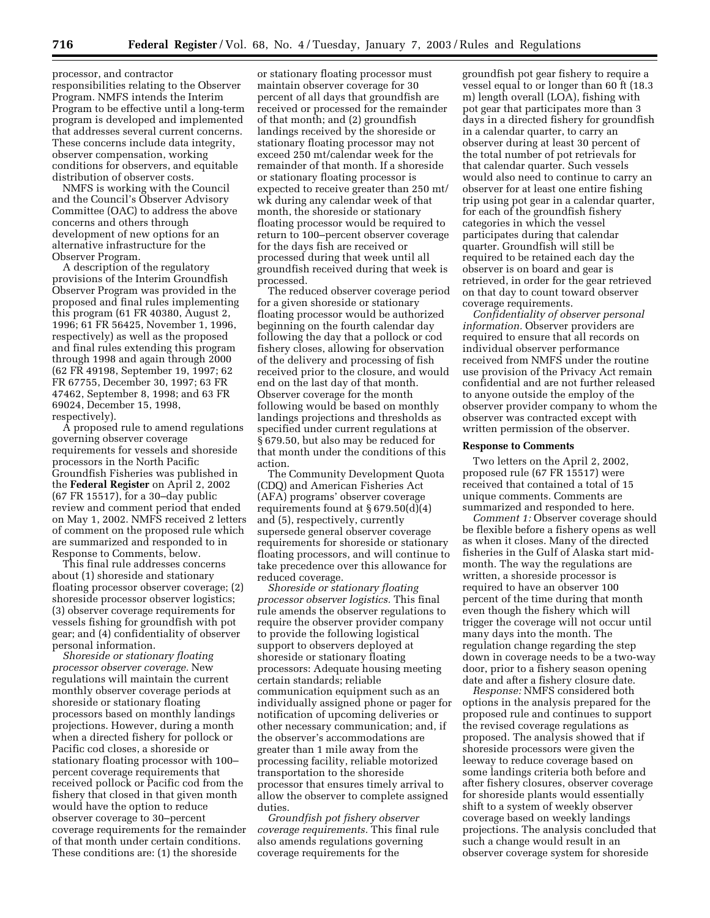processor, and contractor responsibilities relating to the Observer Program. NMFS intends the Interim Program to be effective until a long-term program is developed and implemented that addresses several current concerns. These concerns include data integrity, observer compensation, working conditions for observers, and equitable distribution of observer costs.

NMFS is working with the Council and the Council's Observer Advisory Committee (OAC) to address the above concerns and others through development of new options for an alternative infrastructure for the Observer Program.

A description of the regulatory provisions of the Interim Groundfish Observer Program was provided in the proposed and final rules implementing this program (61 FR 40380, August 2, 1996; 61 FR 56425, November 1, 1996, respectively) as well as the proposed and final rules extending this program through 1998 and again through 2000 (62 FR 49198, September 19, 1997; 62 FR 67755, December 30, 1997; 63 FR 47462, September 8, 1998; and 63 FR 69024, December 15, 1998, respectively).

A proposed rule to amend regulations governing observer coverage requirements for vessels and shoreside processors in the North Pacific Groundfish Fisheries was published in the **Federal Register** on April 2, 2002 (67 FR 15517), for a 30–day public review and comment period that ended on May 1, 2002. NMFS received 2 letters of comment on the proposed rule which are summarized and responded to in Response to Comments, below.

This final rule addresses concerns about (1) shoreside and stationary floating processor observer coverage; (2) shoreside processor observer logistics; (3) observer coverage requirements for vessels fishing for groundfish with pot gear; and (4) confidentiality of observer personal information.

*Shoreside or stationary floating processor observer coverage.* New regulations will maintain the current monthly observer coverage periods at shoreside or stationary floating processors based on monthly landings projections. However, during a month when a directed fishery for pollock or Pacific cod closes, a shoreside or stationary floating processor with 100–percent coverage requirements that received pollock or Pacific cod from the fishery that closed in that given month would have the option to reduce observer coverage to 30–percent coverage requirements for the remainder of that month under certain conditions. These conditions are: (1) the shoreside or stationary floating processor must maintain observer coverage for 30 percent of all days that groundfish are received or processed for the remainder of that month; and (2) groundfish landings received by the shoreside or stationary floating processor may not exceed 250 mt/calendar week for the remainder of that month. If a shoreside or stationary floating processor is expected to receive greater than 250 mt/wk during any calendar week of that month, the shoreside or stationary floating processor would be required to return to 100–percent observer coverage for the days fish are received or processed during that week until all groundfish received during that week is processed.

The reduced observer coverage period for a given shoreside or stationary floating processor would be authorized beginning on the fourth calendar day following the day that a pollock or cod fishery closes, allowing for observation of the delivery and processing of fish received prior to the closure, and would end on the last day of that month. Observer coverage for the month following would be based on monthly landings projections and thresholds as specified under current regulations at § 679.50, but also may be reduced for that month under the conditions of this action.

The Community Development Quota (CDQ) and American Fisheries Act (AFA) programs' observer coverage requirements found at § 679.50(d)(4) and (5), respectively, currently supersede general observer coverage requirements for shoreside or stationary floating processors, and will continue to take precedence over this allowance for reduced coverage.

*Shoreside or stationary floating processor observer logistics.* This final rule amends the observer regulations to require the observer provider company to provide the following logistical support to observers deployed at shoreside or stationary floating processors: Adequate housing meeting certain standards; reliable communication equipment such as an individually assigned phone or pager for notification of upcoming deliveries or other necessary communication; and, if the observer's accommodations are greater than 1 mile away from the processing facility, reliable motorized transportation to the shoreside processor that ensures timely arrival to allow the observer to complete assigned duties.

*Groundfish pot fishery observer coverage requirements.* This final rule also amends regulations governing coverage requirements for the groundfish pot gear fishery to require a vessel equal to or longer than 60 ft (18.3 m) length overall (LOA), fishing with pot gear that participates more than 3 days in a directed fishery for groundfish in a calendar quarter, to carry an observer during at least 30 percent of the total number of pot retrievals for that calendar quarter. Such vessels would also need to continue to carry an observer for at least one entire fishing trip using pot gear in a calendar quarter, for each of the groundfish fishery categories in which the vessel participates during that calendar quarter. Groundfish will still be required to be retained each day the observer is on board and gear is retrieved, in order for the gear retrieved on that day to count toward observer coverage requirements.

*Confidentiality of observer personal information.* Observer providers are required to ensure that all records on individual observer performance received from NMFS under the routine use provision of the Privacy Act remain confidential and are not further released to anyone outside the employ of the observer provider company to whom the observer was contracted except with written permission of the observer.

**Response to Comments**

Two letters on the April 2, 2002, proposed rule (67 FR 15517) were received that contained a total of 15 unique comments. Comments are summarized and responded to here.

*Comment 1:* Observer coverage should be flexible before a fishery opens as well as when it closes. Many of the directed fisheries in the Gulf of Alaska start mid-month. The way the regulations are written, a shoreside processor is required to have an observer 100 percent of the time during that month even though the fishery which will trigger the coverage will not occur until many days into the month. The regulation change regarding the step down in coverage needs to be a two-way door, prior to a fishery season opening date and after a fishery closure date.

*Response:* NMFS considered both options in the analysis prepared for the proposed rule and continues to support the revised coverage regulations as proposed. The analysis showed that if shoreside processors were given the leeway to reduce coverage based on some landings criteria both before and after fishery closures, observer coverage for shoreside plants would essentially shift to a system of weekly observer coverage based on weekly landings projections. The analysis concluded that such a change would result in an observer coverage system for shoreside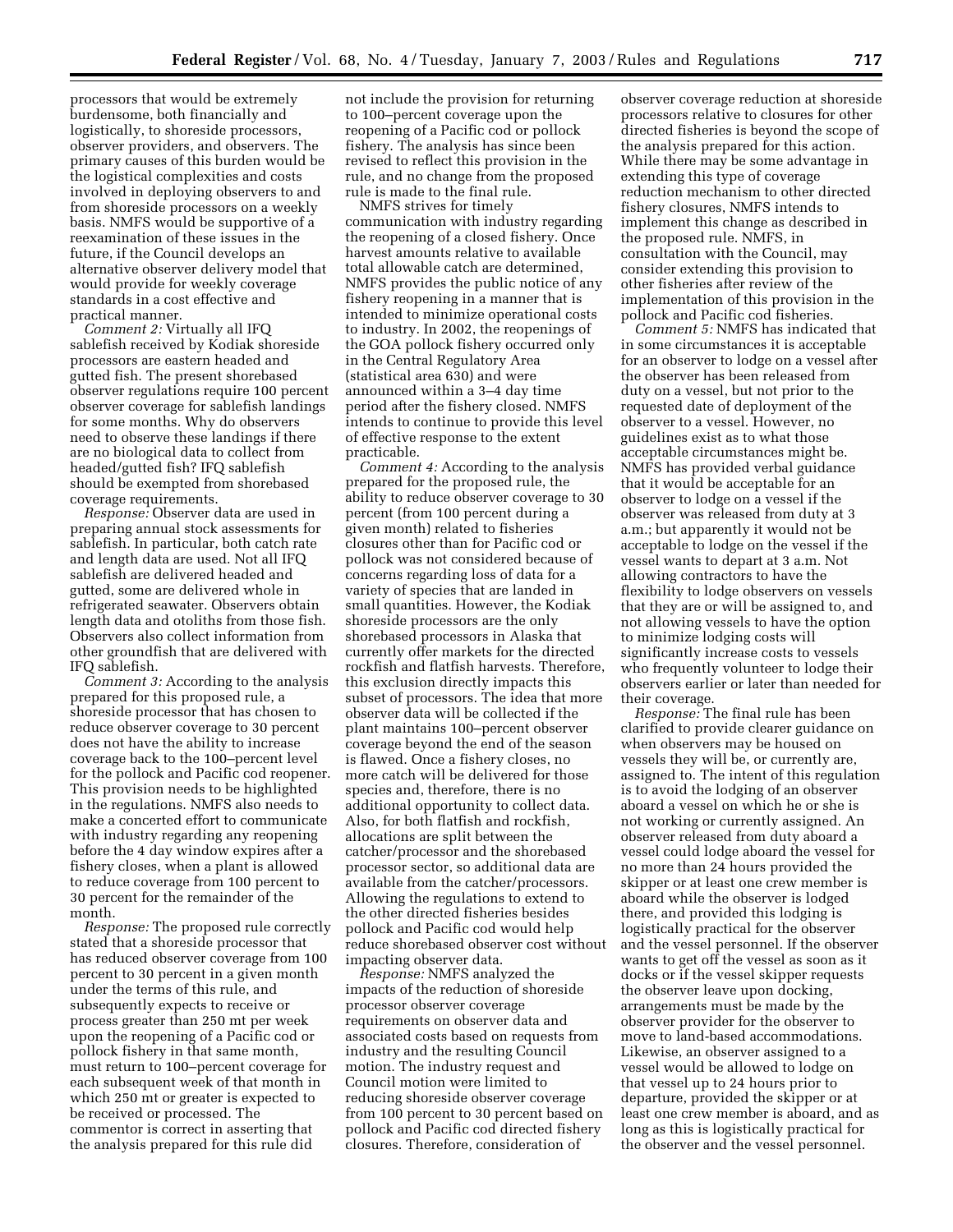processors that would be extremely burdensome, both financially and logistically, to shoreside processors, observer providers, and observers. The primary causes of this burden would be the logistical complexities and costs involved in deploying observers to and from shoreside processors on a weekly basis. NMFS would be supportive of a reexamination of these issues in the future, if the Council develops an alternative observer delivery model that would provide for weekly coverage standards in a cost effective and practical manner.

*Comment 2:* Virtually all IFQ sablefish received by Kodiak shoreside processors are eastern headed and gutted fish. The present shorebased observer regulations require 100 percent observer coverage for sablefish landings for some months. Why do observers need to observe these landings if there are no biological data to collect from headed/gutted fish? IFQ sablefish should be exempted from shorebased coverage requirements.

*Response:* Observer data are used in preparing annual stock assessments for sablefish. In particular, both catch rate and length data are used. Not all IFQ sablefish are delivered headed and gutted, some are delivered whole in refrigerated seawater. Observers obtain length data and otoliths from those fish. Observers also collect information from other groundfish that are delivered with IFQ sablefish.

*Comment 3:* According to the analysis prepared for this proposed rule, a shoreside processor that has chosen to reduce observer coverage to 30 percent does not have the ability to increase coverage back to the 100–percent level for the pollock and Pacific cod reopener. This provision needs to be highlighted in the regulations. NMFS also needs to make a concerted effort to communicate with industry regarding any reopening before the 4 day window expires after a fishery closes, when a plant is allowed to reduce coverage from 100 percent to 30 percent for the remainder of the month.

*Response:* The proposed rule correctly stated that a shoreside processor that has reduced observer coverage from 100 percent to 30 percent in a given month under the terms of this rule, and subsequently expects to receive or process greater than 250 mt per week upon the reopening of a Pacific cod or pollock fishery in that same month, must return to 100–percent coverage for each subsequent week of that month in which 250 mt or greater is expected to be received or processed. The commentor is correct in asserting that the analysis prepared for this rule did not include the provision for returning to 100–percent coverage upon the reopening of a Pacific cod or pollock fishery. The analysis has since been revised to reflect this provision in the rule, and no change from the proposed rule is made to the final rule.

NMFS strives for timely communication with industry regarding the reopening of a closed fishery. Once harvest amounts relative to available total allowable catch are determined, NMFS provides the public notice of any fishery reopening in a manner that is intended to minimize operational costs to industry. In 2002, the reopenings of the GOA pollock fishery occurred only in the Central Regulatory Area (statistical area 630) and were announced within a 3–4 day time period after the fishery closed. NMFS intends to continue to provide this level of effective response to the extent practicable.

*Comment 4:* According to the analysis prepared for the proposed rule, the ability to reduce observer coverage to 30 percent (from 100 percent during a given month) related to fisheries closures other than for Pacific cod or pollock was not considered because of concerns regarding loss of data for a variety of species that are landed in small quantities. However, the Kodiak shoreside processors are the only shorebased processors in Alaska that currently offer markets for the directed rockfish and flatfish harvests. Therefore, this exclusion directly impacts this subset of processors. The idea that more observer data will be collected if the plant maintains 100–percent observer coverage beyond the end of the season is flawed. Once a fishery closes, no more catch will be delivered for those species and, therefore, there is no additional opportunity to collect data. Also, for both flatfish and rockfish, allocations are split between the catcher/processor and the shorebased processor sector, so additional data are available from the catcher/processors. Allowing the regulations to extend to the other directed fisheries besides pollock and Pacific cod would help reduce shorebased observer cost without impacting observer data.

*Response:* NMFS analyzed the impacts of the reduction of shoreside processor observer coverage requirements on observer data and associated costs based on requests from industry and the resulting Council motion. The industry request and Council motion were limited to reducing shoreside observer coverage from 100 percent to 30 percent based on pollock and Pacific cod directed fishery closures. Therefore, consideration of observer coverage reduction at shoreside processors relative to closures for other directed fisheries is beyond the scope of the analysis prepared for this action. While there may be some advantage in extending this type of coverage reduction mechanism to other directed fishery closures, NMFS intends to implement this change as described in the proposed rule. NMFS, in consultation with the Council, may consider extending this provision to other fisheries after review of the implementation of this provision in the pollock and Pacific cod fisheries.

*Comment 5:* NMFS has indicated that in some circumstances it is acceptable for an observer to lodge on a vessel after the observer has been released from duty on a vessel, but prior to the requested date of deployment of the observer to a vessel. However, no guidelines exist as to what those acceptable circumstances might be. NMFS has provided verbal guidance that it would be acceptable for an observer to lodge on a vessel if the observer was released from duty at 3 a.m.; but apparently it would not be acceptable to lodge on the vessel if the vessel wants to depart at 3 a.m. Not allowing contractors to have the flexibility to lodge observers on vessels that they are or will be assigned to, and not allowing vessels to have the option to minimize lodging costs will significantly increase costs to vessels who frequently volunteer to lodge their observers earlier or later than needed for their coverage.

*Response:* The final rule has been clarified to provide clearer guidance on when observers may be housed on vessels they will be, or currently are, assigned to. The intent of this regulation is to avoid the lodging of an observer aboard a vessel on which he or she is not working or currently assigned. An observer released from duty aboard a vessel could lodge aboard the vessel for no more than 24 hours provided the skipper or at least one crew member is aboard while the observer is lodged there, and provided this lodging is logistically practical for the observer and the vessel personnel. If the observer wants to get off the vessel as soon as it docks or if the vessel skipper requests the observer leave upon docking, arrangements must be made by the observer provider for the observer to move to land-based accommodations. Likewise, an observer assigned to a vessel would be allowed to lodge on that vessel up to 24 hours prior to departure, provided the skipper or at least one crew member is aboard, and as long as this is logistically practical for the observer and the vessel personnel.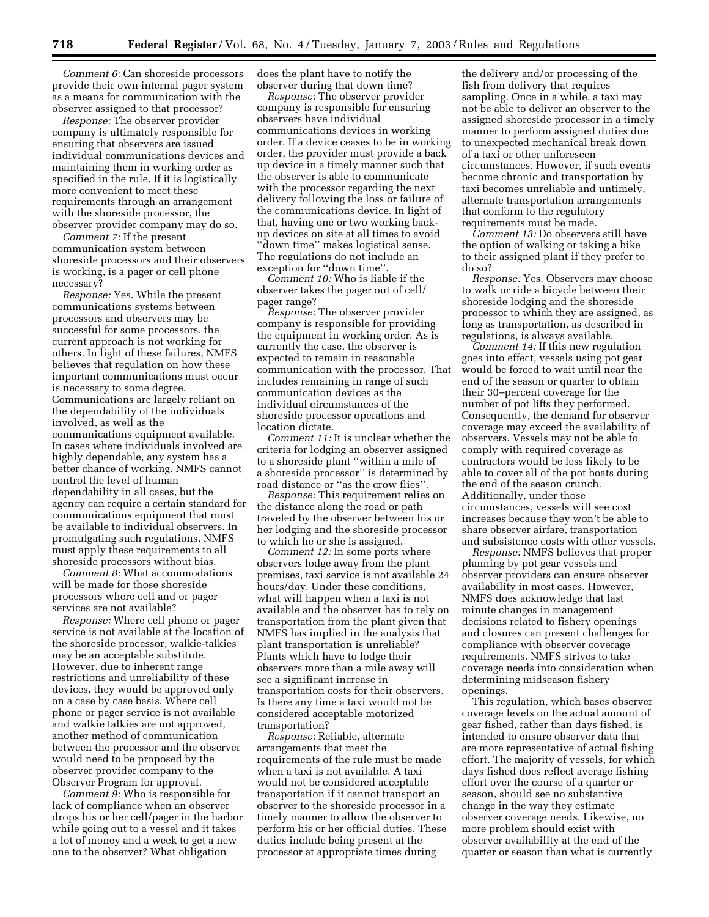*Comment 6:* Can shoreside processors provide their own internal pager system as a means for communication with the observer assigned to that processor?

*Response:* The observer provider company is ultimately responsible for ensuring that observers are issued individual communications devices and maintaining them in working order as specified in the rule. If it is logistically more convenient to meet these requirements through an arrangement with the shoreside processor, the observer provider company may do so.

*Comment 7:* If the present communication system between shoreside processors and their observers is working, is a pager or cell phone necessary?

*Response:* Yes. While the present communications systems between processors and observers may be successful for some processors, the current approach is not working for others. In light of these failures, NMFS believes that regulation on how these important communications must occur is necessary to some degree. Communications are largely reliant on the dependability of the individuals involved, as well as the communications equipment available. In cases where individuals involved are highly dependable, any system has a better chance of working. NMFS cannot control the level of human dependability in all cases, but the agency can require a certain standard for communications equipment that must be available to individual observers. In promulgating such regulations, NMFS must apply these requirements to all shoreside processors without bias.

*Comment 8:* What accommodations will be made for those shoreside processors where cell and or pager services are not available?

*Response:* Where cell phone or pager service is not available at the location of the shoreside processor, walkie-talkies may be an acceptable substitute. However, due to inherent range restrictions and unreliability of these devices, they would be approved only on a case by case basis. Where cell phone or pager service is not available and walkie talkies are not approved, another method of communication between the processor and the observer would need to be proposed by the observer provider company to the Observer Program for approval.

*Comment 9:* Who is responsible for lack of compliance when an observer drops his or her cell/pager in the harbor while going out to a vessel and it takes a lot of money and a week to get a new one to the observer? What obligation does the plant have to notify the observer during that down time?

*Response:* The observer provider company is responsible for ensuring observers have individual communications devices in working order. If a device ceases to be in working order, the provider must provide a back up device in a timely manner such that the observer is able to communicate with the processor regarding the next delivery following the loss or failure of the communications device. In light of that, having one or two working back-up devices on site at all times to avoid ''down time'' makes logistical sense. The regulations do not include an exception for ''down time''.

*Comment 10:* Who is liable if the observer takes the pager out of cell/pager range?

*Response:* The observer provider company is responsible for providing the equipment in working order. As is currently the case, the observer is expected to remain in reasonable communication with the processor. That includes remaining in range of such communication devices as the individual circumstances of the shoreside processor operations and location dictate.

*Comment 11:* It is unclear whether the criteria for lodging an observer assigned to a shoreside plant ''within a mile of a shoreside processor'' is determined by road distance or ''as the crow flies''.

*Response:* This requirement relies on the distance along the road or path traveled by the observer between his or her lodging and the shoreside processor to which he or she is assigned.

*Comment 12:* In some ports where observers lodge away from the plant premises, taxi service is not available 24 hours/day. Under these conditions, what will happen when a taxi is not available and the observer has to rely on transportation from the plant given that NMFS has implied in the analysis that plant transportation is unreliable? Plants which have to lodge their observers more than a mile away will see a significant increase in transportation costs for their observers. Is there any time a taxi would not be considered acceptable motorized transportation?

*Response:* Reliable, alternate arrangements that meet the requirements of the rule must be made when a taxi is not available. A taxi would not be considered acceptable transportation if it cannot transport an observer to the shoreside processor in a timely manner to allow the observer to perform his or her official duties. These duties include being present at the processor at appropriate times during the delivery and/or processing of the fish from delivery that requires sampling. Once in a while, a taxi may not be able to deliver an observer to the assigned shoreside processor in a timely manner to perform assigned duties due to unexpected mechanical break down of a taxi or other unforeseen circumstances. However, if such events become chronic and transportation by taxi becomes unreliable and untimely, alternate transportation arrangements that conform to the regulatory requirements must be made.

*Comment 13:* Do observers still have the option of walking or taking a bike to their assigned plant if they prefer to do so?

*Response:* Yes. Observers may choose to walk or ride a bicycle between their shoreside lodging and the shoreside processor to which they are assigned, as long as transportation, as described in regulations, is always available.

*Comment 14:* If this new regulation goes into effect, vessels using pot gear would be forced to wait until near the end of the season or quarter to obtain their 30–percent coverage for the number of pot lifts they performed. Consequently, the demand for observer coverage may exceed the availability of observers. Vessels may not be able to comply with required coverage as contractors would be less likely to be able to cover all of the pot boats during the end of the season crunch. Additionally, under those circumstances, vessels will see cost increases because they won't be able to share observer airfare, transportation and subsistence costs with other vessels.

*Response:* NMFS believes that proper planning by pot gear vessels and observer providers can ensure observer availability in most cases. However, NMFS does acknowledge that last minute changes in management decisions related to fishery openings and closures can present challenges for compliance with observer coverage requirements. NMFS strives to take coverage needs into consideration when determining midseason fishery openings.

This regulation, which bases observer coverage levels on the actual amount of gear fished, rather than days fished, is intended to ensure observer data that are more representative of actual fishing effort. The majority of vessels, for which days fished does reflect average fishing effort over the course of a quarter or season, should see no substantive change in the way they estimate observer coverage needs. Likewise, no more problem should exist with observer availability at the end of the quarter or season than what is currently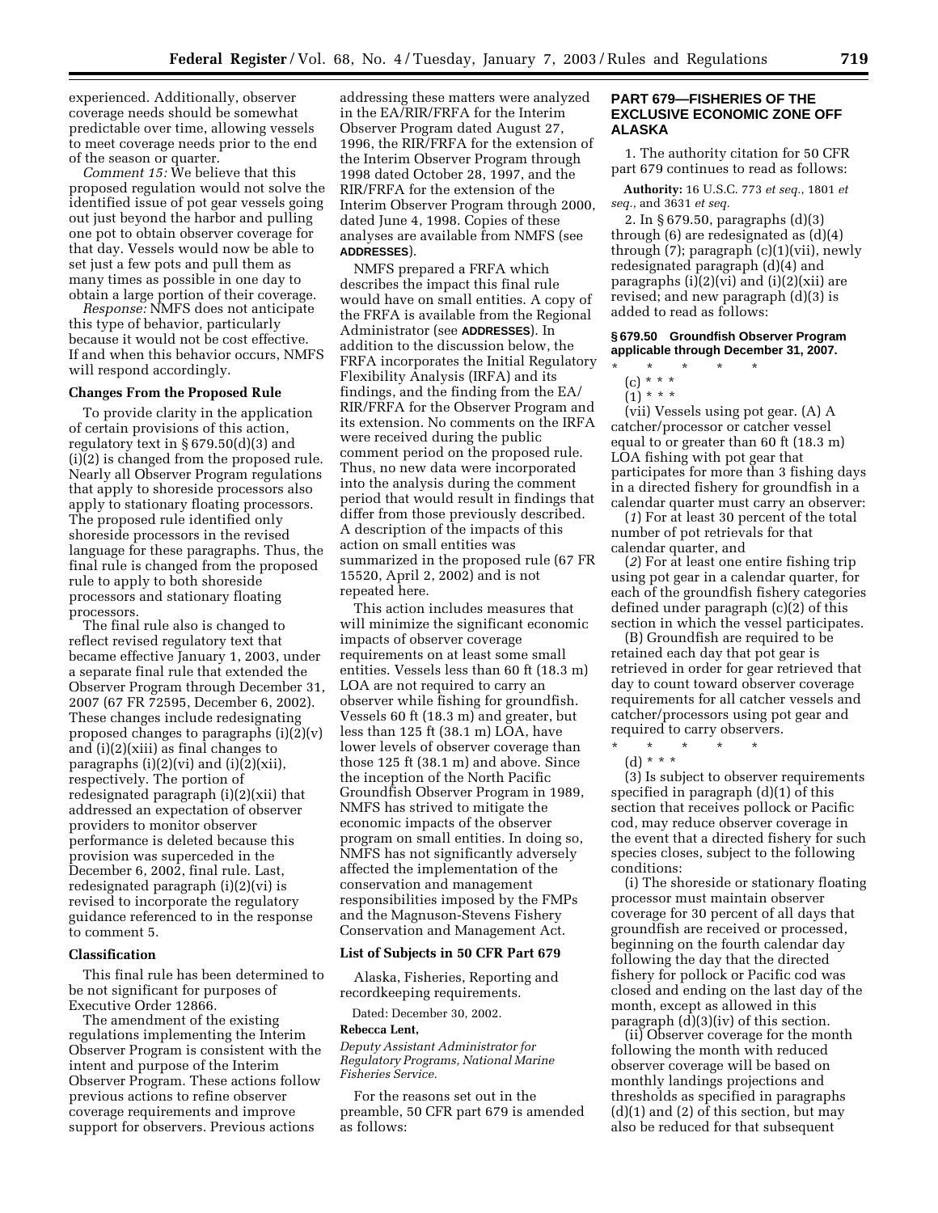experienced. Additionally, observer coverage needs should be somewhat predictable over time, allowing vessels to meet coverage needs prior to the end of the season or quarter.

*Comment 15:* We believe that this proposed regulation would not solve the identified issue of pot gear vessels going out just beyond the harbor and pulling one pot to obtain observer coverage for that day. Vessels would now be able to set just a few pots and pull them as many times as possible in one day to obtain a large portion of their coverage.

*Response:* NMFS does not anticipate this type of behavior, particularly because it would not be cost effective. If and when this behavior occurs, NMFS will respond accordingly.

### Changes From the Proposed Rule

To provide clarity in the application of certain provisions of this action, regulatory text in § 679.50(d)(3) and (i)(2) is changed from the proposed rule. Nearly all Observer Program regulations that apply to shoreside processors also apply to stationary floating processors. The proposed rule identified only shoreside processors in the revised language for these paragraphs. Thus, the final rule is changed from the proposed rule to apply to both shoreside processors and stationary floating processors.

The final rule also is changed to reflect revised regulatory text that became effective January 1, 2003, under a separate final rule that extended the Observer Program through December 31, 2007 (67 FR 72595, December 6, 2002). These changes include redesignating proposed changes to paragraphs (i)(2)(v) and (i)(2)(xiii) as final changes to paragraphs (i)(2)(vi) and (i)(2)(xii), respectively. The portion of redesignated paragraph (i)(2)(xii) that addressed an expectation of observer providers to monitor observer performance is deleted because this provision was superceded in the December 6, 2002, final rule. Last, redesignated paragraph (i)(2)(vi) is revised to incorporate the regulatory guidance referenced to in the response to comment 5.

### Classification

This final rule has been determined to be not significant for purposes of Executive Order 12866.

The amendment of the existing regulations implementing the Interim Observer Program is consistent with the intent and purpose of the Interim Observer Program. These actions follow previous actions to refine observer coverage requirements and improve support for observers. Previous actions addressing these matters were analyzed in the EA/RIR/FRFA for the Interim Observer Program dated August 27, 1996, the RIR/FRFA for the extension of the Interim Observer Program through 1998 dated October 28, 1997, and the RIR/FRFA for the extension of the Interim Observer Program through 2000, dated June 4, 1998. Copies of these analyses are available from NMFS (see **ADDRESSES**).

NMFS prepared a FRFA which describes the impact this final rule would have on small entities. A copy of the FRFA is available from the Regional Administrator (see **ADDRESSES**). In addition to the discussion below, the FRFA incorporates the Initial Regulatory Flexibility Analysis (IRFA) and its findings, and the finding from the EA/RIR/FRFA for the Observer Program and its extension. No comments on the IRFA were received during the public comment period on the proposed rule. Thus, no new data were incorporated into the analysis during the comment period that would result in findings that differ from those previously described. A description of the impacts of this action on small entities was summarized in the proposed rule (67 FR 15520, April 2, 2002) and is not repeated here.

This action includes measures that will minimize the significant economic impacts of observer coverage requirements on at least some small entities. Vessels less than 60 ft (18.3 m) LOA are not required to carry an observer while fishing for groundfish. Vessels 60 ft (18.3 m) and greater, but less than 125 ft (38.1 m) LOA, have lower levels of observer coverage than those 125 ft (38.1 m) and above. Since the inception of the North Pacific Groundfish Observer Program in 1989, NMFS has strived to mitigate the economic impacts of the observer program on small entities. In doing so, NMFS has not significantly adversely affected the implementation of the conservation and management responsibilities imposed by the FMPs and the Magnuson-Stevens Fishery Conservation and Management Act.

### List of Subjects in 50 CFR Part 679

Alaska, Fisheries, Reporting and recordkeeping requirements.

Dated: December 30, 2002.

**Rebecca Lent,**

*Deputy Assistant Administrator for Regulatory Programs, National Marine Fisheries Service.*

For the reasons set out in the preamble, 50 CFR part 679 is amended as follows:

## PART 679—FISHERIES OF THE EXCLUSIVE ECONOMIC ZONE OFF ALASKA

1. The authority citation for 50 CFR part 679 continues to read as follows:

**Authority:** 16 U.S.C. 773 *et seq.*, 1801 *et seq.*, and 3631 *et seq.*

2. In § 679.50, paragraphs (d)(3) through (6) are redesignated as (d)(4) through (7); paragraph (c)(1)(vii), newly redesignated paragraph (d)(4) and paragraphs (i)(2)(vi) and (i)(2)(xii) are revised; and new paragraph (d)(3) is added to read as follows:

### § 679.50 Groundfish Observer Program applicable through December 31, 2007.

\* \* \* \* \*

(c) \* \* \*

(1) \* \* \*

(vii) Vessels using pot gear. (A) A catcher/processor or catcher vessel equal to or greater than 60 ft (18.3 m) LOA fishing with pot gear that participates for more than 3 fishing days in a directed fishery for groundfish in a calendar quarter must carry an observer:

(*1*) For at least 30 percent of the total number of pot retrievals for that calendar quarter, and

(*2*) For at least one entire fishing trip using pot gear in a calendar quarter, for each of the groundfish fishery categories defined under paragraph (c)(2) of this section in which the vessel participates.

(B) Groundfish are required to be retained each day that pot gear is retrieved in order for gear retrieved that day to count toward observer coverage requirements for all catcher vessels and catcher/processors using pot gear and required to carry observers.

\* \* \* \* \*

(d) \* \* \*

(3) Is subject to observer requirements specified in paragraph (d)(1) of this section that receives pollock or Pacific cod, may reduce observer coverage in the event that a directed fishery for such species closes, subject to the following conditions:

(i) The shoreside or stationary floating processor must maintain observer coverage for 30 percent of all days that groundfish are received or processed, beginning on the fourth calendar day following the day that the directed fishery for pollock or Pacific cod was closed and ending on the last day of the month, except as allowed in this paragraph (d)(3)(iv) of this section.

(ii) Observer coverage for the month following the month with reduced observer coverage will be based on monthly landings projections and thresholds as specified in paragraphs (d)(1) and (2) of this section, but may also be reduced for that subsequent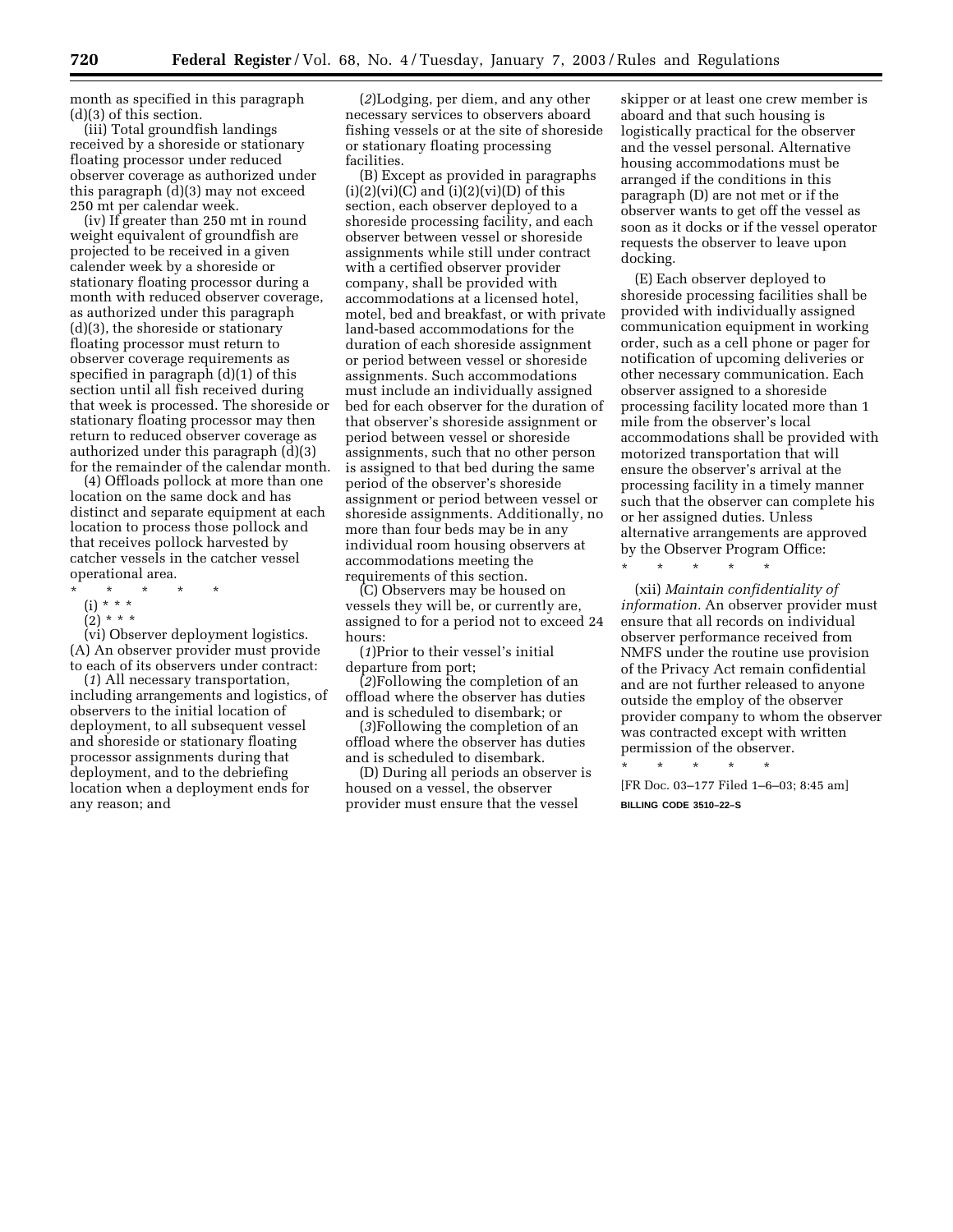month as specified in this paragraph (d)(3) of this section.

(iii) Total groundfish landings received by a shoreside or stationary floating processor under reduced observer coverage as authorized under this paragraph (d)(3) may not exceed 250 mt per calendar week.

(iv) If greater than 250 mt in round weight equivalent of groundfish are projected to be received in a given calender week by a shoreside or stationary floating processor during a month with reduced observer coverage, as authorized under this paragraph (d)(3), the shoreside or stationary floating processor must return to observer coverage requirements as specified in paragraph (d)(1) of this section until all fish received during that week is processed. The shoreside or stationary floating processor may then return to reduced observer coverage as authorized under this paragraph (d)(3) for the remainder of the calendar month.

(4) Offloads pollock at more than one location on the same dock and has distinct and separate equipment at each location to process those pollock and that receives pollock harvested by catcher vessels in the catcher vessel operational area.

\* \* \* \* \*

(i) \* \* \*

(2) \* \* \*

(vi) Observer deployment logistics. (A) An observer provider must provide to each of its observers under contract:

(*1*) All necessary transportation, including arrangements and logistics, of observers to the initial location of deployment, to all subsequent vessel and shoreside or stationary floating processor assignments during that deployment, and to the debriefing location when a deployment ends for any reason; and

(*2*)Lodging, per diem, and any other necessary services to observers aboard fishing vessels or at the site of shoreside or stationary floating processing facilities.

(B) Except as provided in paragraphs (i)(2)(vi)(C) and (i)(2)(vi)(D) of this section, each observer deployed to a shoreside processing facility, and each observer between vessel or shoreside assignments while still under contract with a certified observer provider company, shall be provided with accommodations at a licensed hotel, motel, bed and breakfast, or with private land-based accommodations for the duration of each shoreside assignment or period between vessel or shoreside assignments. Such accommodations must include an individually assigned bed for each observer for the duration of that observer's shoreside assignment or period between vessel or shoreside assignments, such that no other person is assigned to that bed during the same period of the observer's shoreside assignment or period between vessel or shoreside assignments. Additionally, no more than four beds may be in any individual room housing observers at accommodations meeting the requirements of this section.

(C) Observers may be housed on vessels they will be, or currently are, assigned to for a period not to exceed 24 hours:

(*1*)Prior to their vessel's initial departure from port;

(*2*)Following the completion of an offload where the observer has duties and is scheduled to disembark; or

(*3*)Following the completion of an offload where the observer has duties and is scheduled to disembark.

(D) During all periods an observer is housed on a vessel, the observer provider must ensure that the vessel skipper or at least one crew member is aboard and that such housing is logistically practical for the observer and the vessel personal. Alternative housing accommodations must be arranged if the conditions in this paragraph (D) are not met or if the observer wants to get off the vessel as soon as it docks or if the vessel operator requests the observer to leave upon docking.

(E) Each observer deployed to shoreside processing facilities shall be provided with individually assigned communication equipment in working order, such as a cell phone or pager for notification of upcoming deliveries or other necessary communication. Each observer assigned to a shoreside processing facility located more than 1 mile from the observer's local accommodations shall be provided with motorized transportation that will ensure the observer's arrival at the processing facility in a timely manner such that the observer can complete his or her assigned duties. Unless alternative arrangements are approved by the Observer Program Office:

\* \* \* \* \*

(xii) *Maintain confidentiality of information.* An observer provider must ensure that all records on individual observer performance received from NMFS under the routine use provision of the Privacy Act remain confidential and are not further released to anyone outside the employ of the observer provider company to whom the observer was contracted except with written permission of the observer.

\* \* \* \* \*

[FR Doc. 03–177 Filed 1–6–03; 8:45 am]

**BILLING CODE 3510–22–S**